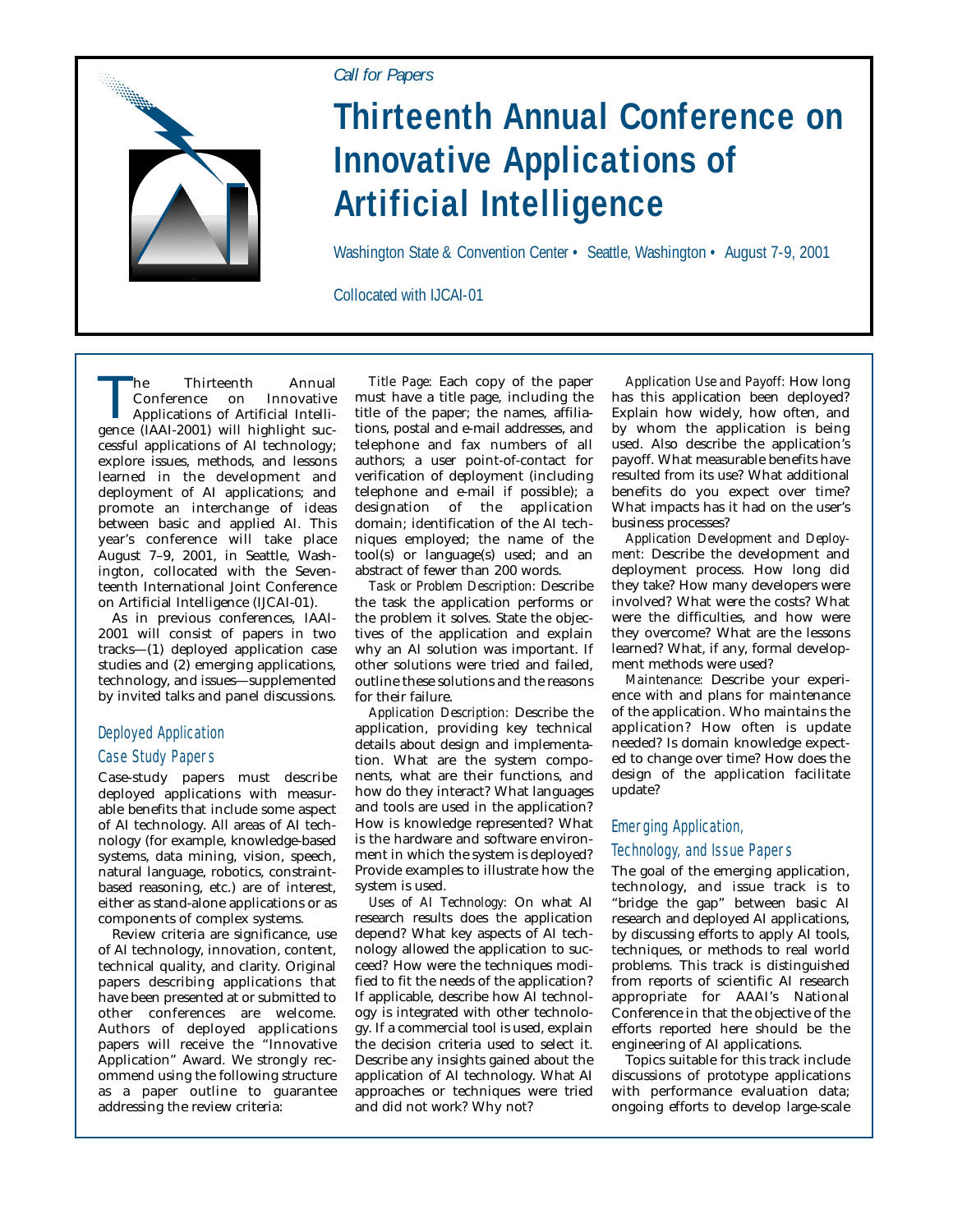*Call for Papers*

# Thirteenth Annual Conference on Innovative Applications of Artificial Intelligence

Washington State & Convention Center • Seattle, Washington • August 7-9, 2001

Collocated with IJCAI-01

The Thirteenth Annual Conference on Innovative Applications of Artificial Intelligence (IAAI-2001) will highlight successful applications of AI technology; explore issues, methods, and lessons learned in the development and deployment of AI applications; and promote an interchange of ideas between basic and applied AI. This year's conference will take place August 7–9, 2001, in Seattle, Washington, collocated with the Seventeenth International Joint Conference on Artificial Intelligence (IJCAI-01).

As in previous conferences, IAAI-2001 will consist of papers in two tracks—(1) deployed application case studies and (2) emerging applications, technology, and issues—supplemented by invited talks and panel discussions.

## Deployed Application Case Study Papers

Case-study papers must describe deployed applications with measurable benefits that include some aspect of AI technology. All areas of AI technology (for example, knowledge-based systems, data mining, vision, speech, natural language, robotics, constraint-based reasoning, etc.) are of interest, either as stand-alone applications or as components of complex systems.

Review criteria are significance, use of AI technology, innovation, content, technical quality, and clarity. Original papers describing applications that have been presented at or submitted to other conferences are welcome. Authors of deployed applications papers will receive the "Innovative Application" Award. We strongly recommend using the following structure as a paper outline to guarantee addressing the review criteria:

*Title Page:* Each copy of the paper must have a title page, including the title of the paper; the names, affiliations, postal and e-mail addresses, and telephone and fax numbers of all authors; a user point-of-contact for verification of deployment (including telephone and e-mail if possible); a designation of the application domain; identification of the AI techniques employed; the name of the tool(s) or language(s) used; and an abstract of fewer than 200 words.

*Task or Problem Description:* Describe the task the application performs or the problem it solves. State the objectives of the application and explain why an AI solution was important. If other solutions were tried and failed, outline these solutions and the reasons for their failure.

*Application Description:* Describe the application, providing key technical details about design and implementation. What are the system components, what are their functions, and how do they interact? What languages and tools are used in the application? How is knowledge represented? What is the hardware and software environment in which the system is deployed? Provide examples to illustrate how the system is used.

*Uses of AI Technology:* On what AI research results does the application depend? What key aspects of AI technology allowed the application to succeed? How were the techniques modified to fit the needs of the application? If applicable, describe how AI technology is integrated with other technology. If a commercial tool is used, explain the decision criteria used to select it. Describe any insights gained about the application of AI technology. What AI approaches or techniques were tried and did not work? Why not?

*Application Use and Payoff:* How long has this application been deployed? Explain how widely, how often, and by whom the application is being used. Also describe the application's payoff. What measurable benefits have resulted from its use? What additional benefits do you expect over time? What impacts has it had on the user's business processes?

*Application Development and Deployment:* Describe the development and deployment process. How long did they take? How many developers were involved? What were the costs? What were the difficulties, and how were they overcome? What are the lessons learned? What, if any, formal development methods were used?

*Maintenance:* Describe your experience with and plans for maintenance of the application. Who maintains the application? How often is update needed? Is domain knowledge expected to change over time? How does the design of the application facilitate update?

## Emerging Application, Technology, and Issue Papers

The goal of the emerging application, technology, and issue track is to "bridge the gap" between basic AI research and deployed AI applications, by discussing efforts to apply AI tools, techniques, or methods to real world problems. This track is distinguished from reports of scientific AI research appropriate for AAAI's National Conference in that the objective of the efforts reported here should be the engineering of AI applications.

Topics suitable for this track include discussions of prototype applications with performance evaluation data; ongoing efforts to develop large-scale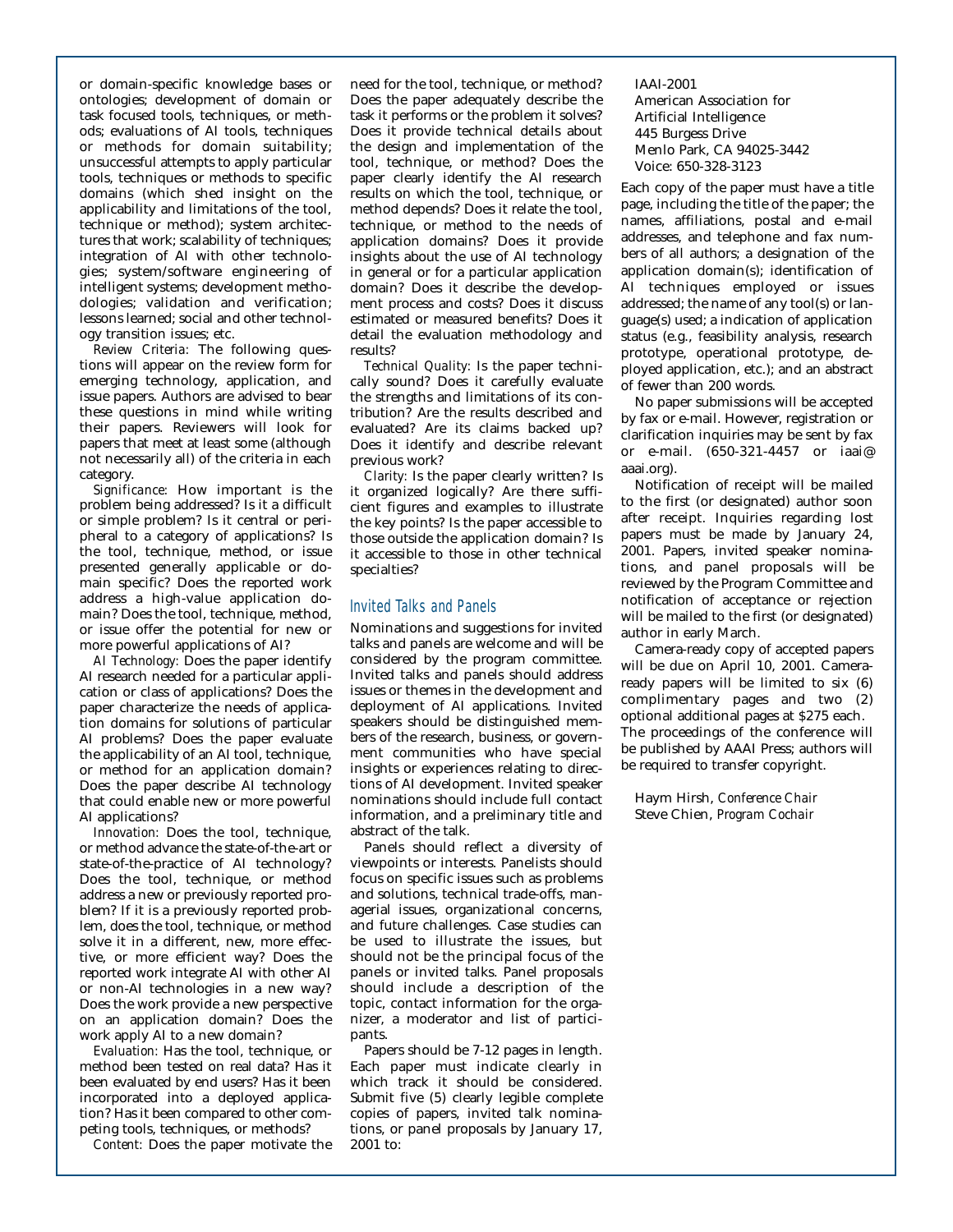or domain-specific knowledge bases or ontologies; development of domain or task focused tools, techniques, or methods; evaluations of AI tools, techniques or methods for domain suitability; unsuccessful attempts to apply particular tools, techniques or methods to specific domains (which shed insight on the applicability and limitations of the tool, technique or method); system architectures that work; scalability of techniques; integration of AI with other technologies; system/software engineering of intelligent systems; development methodologies; validation and verification; lessons learned; social and other technology transition issues; etc.

*Review Criteria:* The following questions will appear on the review form for emerging technology, application, and issue papers. Authors are advised to bear these questions in mind while writing their papers. Reviewers will look for papers that meet at least some (although not necessarily all) of the criteria in each category.

*Significance:* How important is the problem being addressed? Is it a difficult or simple problem? Is it central or peripheral to a category of applications? Is the tool, technique, method, or issue presented generally applicable or domain specific? Does the reported work address a high-value application domain? Does the tool, technique, method, or issue offer the potential for new or more powerful applications of AI?

*AI Technology:* Does the paper identify AI research needed for a particular application or class of applications? Does the paper characterize the needs of application domains for solutions of particular AI problems? Does the paper evaluate the applicability of an AI tool, technique, or method for an application domain? Does the paper describe AI technology that could enable new or more powerful AI applications?

*Innovation:* Does the tool, technique, or method advance the state-of-the-art or state-of-the-practice of AI technology? Does the tool, technique, or method address a new or previously reported problem? If it is a previously reported problem, does the tool, technique, or method solve it in a different, new, more effective, or more efficient way? Does the reported work integrate AI with other AI or non-AI technologies in a new way? Does the work provide a new perspective on an application domain? Does the work apply AI to a new domain?

*Evaluation:* Has the tool, technique, or method been tested on real data? Has it been evaluated by end users? Has it been incorporated into a deployed application? Has it been compared to other competing tools, techniques, or methods?

*Content:* Does the paper motivate the need for the tool, technique, or method? Does the paper adequately describe the task it performs or the problem it solves? Does it provide technical details about the design and implementation of the tool, technique, or method? Does the paper clearly identify the AI research results on which the tool, technique, or method depends? Does it relate the tool, technique, or method to the needs of application domains? Does it provide insights about the use of AI technology in general or for a particular application domain? Does it describe the development process and costs? Does it discuss estimated or measured benefits? Does it detail the evaluation methodology and results?

*Technical Quality:* Is the paper technically sound? Does it carefully evaluate the strengths and limitations of its contribution? Are the results described and evaluated? Are its claims backed up? Does it identify and describe relevant previous work?

*Clarity:* Is the paper clearly written? Is it organized logically? Are there sufficient figures and examples to illustrate the key points? Is the paper accessible to those outside the application domain? Is it accessible to those in other technical specialties?

## Invited Talks and Panels

Nominations and suggestions for invited talks and panels are welcome and will be considered by the program committee. Invited talks and panels should address issues or themes in the development and deployment of AI applications. Invited speakers should be distinguished members of the research, business, or government communities who have special insights or experiences relating to directions of AI development. Invited speaker nominations should include full contact information, and a preliminary title and abstract of the talk.

Panels should reflect a diversity of viewpoints or interests. Panelists should focus on specific issues such as problems and solutions, technical trade-offs, managerial issues, organizational concerns, and future challenges. Case studies can be used to illustrate the issues, but should not be the principal focus of the panels or invited talks. Panel proposals should include a description of the topic, contact information for the organizer, a moderator and list of participants.

Papers should be 7-12 pages in length. Each paper must indicate clearly in which track it should be considered. Submit five (5) clearly legible complete copies of papers, invited talk nominations, or panel proposals by January 17, 2001 to:

IAAI-2001
American Association for Artificial Intelligence
445 Burgess Drive
Menlo Park, CA 94025-3442
Voice: 650-328-3123

Each copy of the paper must have a title page, including the title of the paper; the names, affiliations, postal and e-mail addresses, and telephone and fax numbers of all authors; a designation of the application domain(s); identification of AI techniques employed or issues addressed; the name of any tool(s) or language(s) used; a indication of application status (e.g., feasibility analysis, research prototype, operational prototype, deployed application, etc.); and an abstract of fewer than 200 words.

No paper submissions will be accepted by fax or e-mail. However, registration or clarification inquiries may be sent by fax or e-mail. (650-321-4457 or iaai@aaai.org).

Notification of receipt will be mailed to the first (or designated) author soon after receipt. Inquiries regarding lost papers must be made by January 24, 2001. Papers, invited speaker nominations, and panel proposals will be reviewed by the Program Committee and notification of acceptance or rejection will be mailed to the first (or designated) author in early March.

Camera-ready copy of accepted papers will be due on April 10, 2001. Camera-ready papers will be limited to six (6) complimentary pages and two (2) optional additional pages at $275 each. The proceedings of the conference will be published by AAAI Press; authors will be required to transfer copyright.

Haym Hirsh, *Conference Chair*
Steve Chien, *Program Cochair*